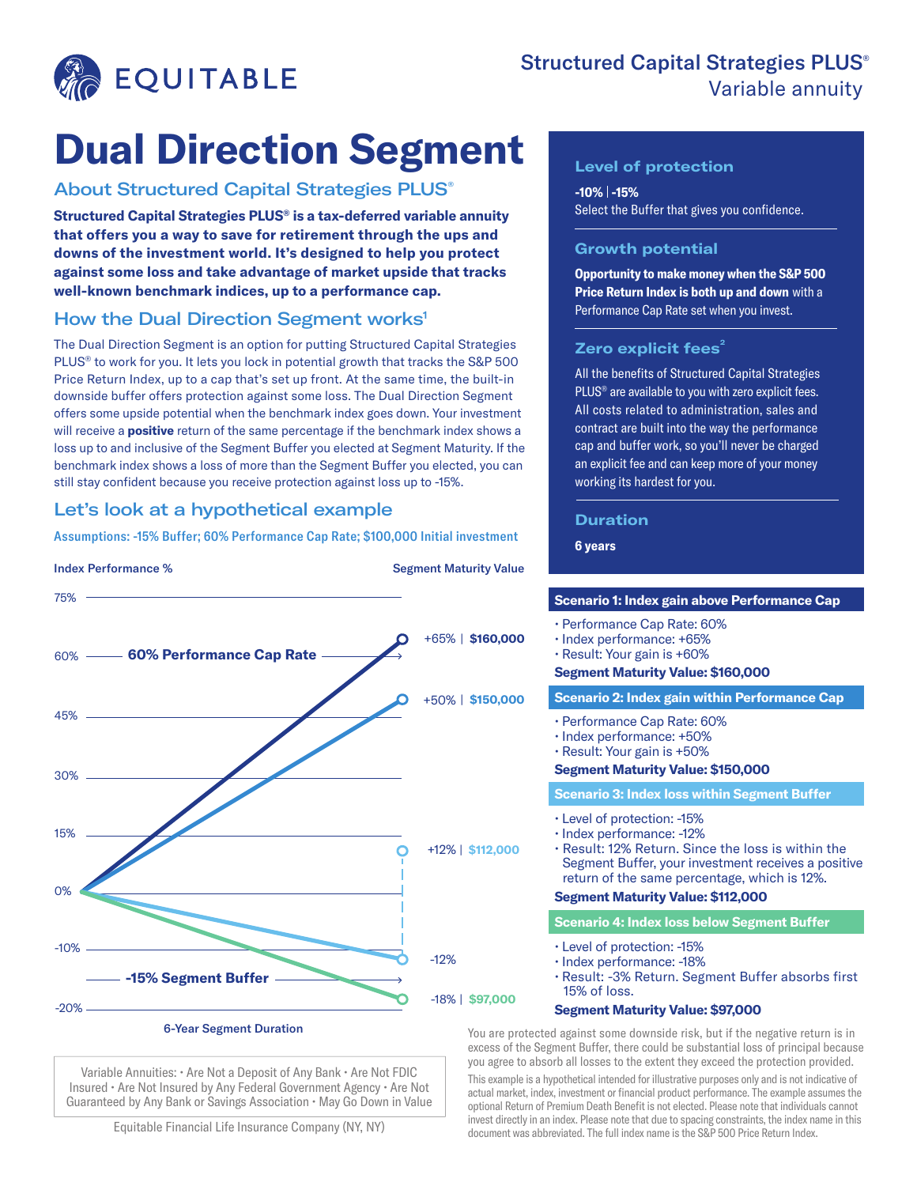# Structured Capital Strategies PLUS®
Variable annuity

# Dual Direction Segment

## About Structured Capital Strategies PLUS®

**Structured Capital Strategies PLUS® is a tax-deferred variable annuity that offers you a way to save for retirement through the ups and downs of the investment world. It's designed to help you protect against some loss and take advantage of market upside that tracks well-known benchmark indices, up to a performance cap.**

## How the Dual Direction Segment works[1]

The Dual Direction Segment is an option for putting Structured Capital Strategies PLUS® to work for you. It lets you lock in potential growth that tracks the S&P 500 Price Return Index, up to a cap that's set up front. At the same time, the built-in downside buffer offers protection against some loss. The Dual Direction Segment offers some upside potential when the benchmark index goes down. Your investment will receive a **positive** return of the same percentage if the benchmark index shows a loss up to and inclusive of the Segment Buffer you elected at Segment Maturity. If the benchmark index shows a loss of more than the Segment Buffer you elected, you can still stay confident because you receive protection against loss up to -15%.

## Let's look at a hypothetical example

Assumptions: -15% Buffer; 60% Performance Cap Rate; $100,000 Initial investment

Index Performance % | Segment Maturity Value

- 60% Performance Cap Rate
- +65% | $160,000
- +50% | $150,000
- +12% | $112,000
- -12%
- -15% Segment Buffer
- -18% | $97,000

6-Year Segment Duration

Variable Annuities: • Are Not a Deposit of Any Bank • Are Not FDIC Insured • Are Not Insured by Any Federal Government Agency • Are Not Guaranteed by Any Bank or Savings Association • May Go Down in Value

Equitable Financial Life Insurance Company (NY, NY)

### Level of protection

**-10% | -15%**
Select the Buffer that gives you confidence.

### Growth potential

**Opportunity to make money when the S&P 500 Price Return Index is both up and down** with a Performance Cap Rate set when you invest.

### Zero explicit fees[2]

All the benefits of Structured Capital Strategies PLUS® are available to you with zero explicit fees. All costs related to administration, sales and contract are built into the way the performance cap and buffer work, so you'll never be charged an explicit fee and can keep more of your money working its hardest for you.

### Duration

**6 years**

### Scenario 1: Index gain above Performance Cap

- Performance Cap Rate: 60%
- Index performance: +65%
- Result: Your gain is +60%

**Segment Maturity Value: $160,000**

### Scenario 2: Index gain within Performance Cap

- Performance Cap Rate: 60%
- Index performance: +50%
- Result: Your gain is +50%

**Segment Maturity Value: $150,000**

### Scenario 3: Index loss within Segment Buffer

- Level of protection: -15%
- Index performance: -12%
- Result: 12% Return. Since the loss is within the Segment Buffer, your investment receives a positive return of the same percentage, which is 12%.

**Segment Maturity Value: $112,000**

### Scenario 4: Index loss below Segment Buffer

- Level of protection: -15%
- Index performance: -18%
- Result: -3% Return. Segment Buffer absorbs first 15% of loss.

**Segment Maturity Value: $97,000**

You are protected against some downside risk, but if the negative return is in excess of the Segment Buffer, there could be substantial loss of principal because you agree to absorb all losses to the extent they exceed the protection provided.

This example is a hypothetical intended for illustrative purposes only and is not indicative of actual market, index, investment or financial product performance. The example assumes the optional Return of Premium Death Benefit is not elected. Please note that individuals cannot invest directly in an index. Please note that due to spacing constraints, the index name in this document was abbreviated. The full index name is the S&P 500 Price Return Index.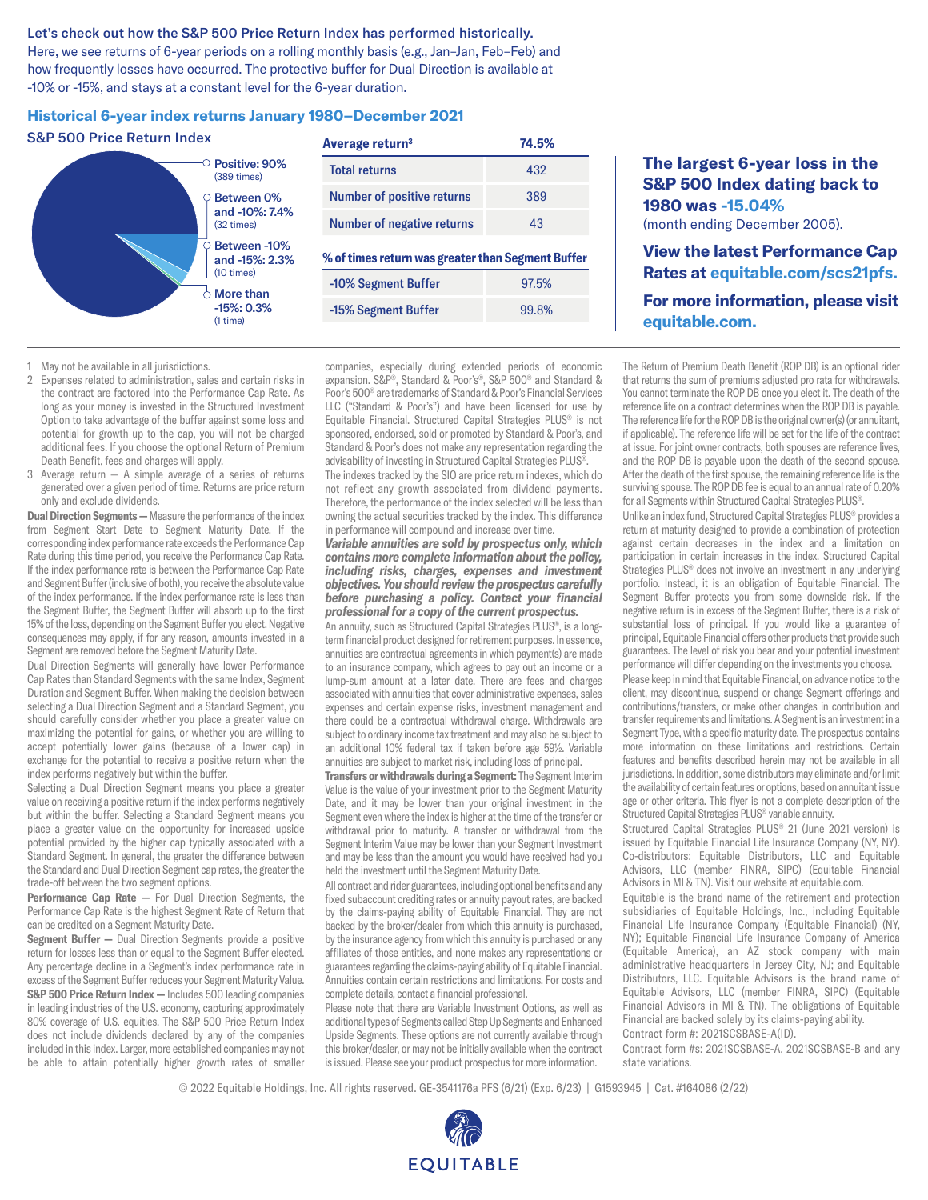**Let's check out how the S&P 500 Price Return Index has performed historically.**
Here, we see returns of 6-year periods on a rolling monthly basis (e.g., Jan–Jan, Feb–Feb) and how frequently losses have occurred. The protective buffer for Dual Direction is available at -10% or -15%, and stays at a constant level for the 6-year duration.

## Historical 6-year index returns January 1980–December 2021

### S&P 500 Price Return Index

Positive: 90%
(389 times)

Between 0% and -10%: 7.4%
(32 times)

Between -10% and -15%: 2.3%
(10 times)

More than -15%: 0.3%
(1 time)

| Average return[3] | 74.5% |
|---|---|
| Total returns | 432 |
| Number of positive returns | 389 |
| Number of negative returns | 43 |

| % of times return was greater than Segment Buffer | |
|---|---|
| -10% Segment Buffer | 97.5% |
| -15% Segment Buffer | 99.8% |

**The largest 6-year loss in the S&P 500 Index dating back to 1980 was -15.04%**
(month ending December 2005).

**View the latest Performance Cap Rates at equitable.com/scs21pfs.**

**For more information, please visit equitable.com.**

1 May not be available in all jurisdictions.
2 Expenses related to administration, sales and certain risks in the contract are factored into the Performance Cap Rate. As long as your money is invested in the Structured Investment Option to take advantage of the buffer against some loss and potential for growth up to the cap, you will not be charged additional fees. If you choose the optional Return of Premium Death Benefit, fees and charges will apply.
3 Average return — A simple average of a series of returns generated over a given period of time. Returns are price return only and exclude dividends.

**Dual Direction Segments —** Measure the performance of the index from Segment Start Date to Segment Maturity Date. If the corresponding index performance rate exceeds the Performance Cap Rate during this time period, you receive the Performance Cap Rate. If the index performance rate is between the Performance Cap Rate and Segment Buffer (inclusive of both), you receive the absolute value of the index performance. If the index performance rate is less than the Segment Buffer, the Segment Buffer will absorb up to the first 15% of the loss, depending on the Segment Buffer you elect. Negative consequences may apply, if for any reason, amounts invested in a Segment are removed before the Segment Maturity Date.

Dual Direction Segments will generally have lower Performance Cap Rates than Standard Segments with the same Index, Segment Duration and Segment Buffer. When making the decision between selecting a Dual Direction Segment and a Standard Segment, you should carefully consider whether you place a greater value on maximizing the potential for gains, or whether you are willing to accept potentially lower gains (because of a lower cap) in exchange for the potential to receive a positive return when the index performs negatively but within the buffer.

Selecting a Dual Direction Segment means you place a greater value on receiving a positive return if the index performs negatively but within the buffer. Selecting a Standard Segment means you place a greater value on the opportunity for increased upside potential provided by the higher cap typically associated with a Standard Segment. In general, the greater the difference between the Standard and Dual Direction Segment cap rates, the greater the trade-off between the two segment options.

**Performance Cap Rate —** For Dual Direction Segments, the Performance Cap Rate is the highest Segment Rate of Return that can be credited on a Segment Maturity Date.

**Segment Buffer —** Dual Direction Segments provide a positive return for losses less than or equal to the Segment Buffer elected. Any percentage decline in a Segment's index performance rate in excess of the Segment Buffer reduces your Segment Maturity Value.

**S&P 500 Price Return Index —** Includes 500 leading companies in leading industries of the U.S. economy, capturing approximately 80% coverage of U.S. equities. The S&P 500 Price Return Index does not include dividends declared by any of the companies included in this index. Larger, more established companies may not be able to attain potentially higher growth rates of smaller companies, especially during extended periods of economic expansion. S&P®, Standard & Poor's®, S&P 500® and Standard & Poor's 500® are trademarks of Standard & Poor's Financial Services LLC ("Standard & Poor's") and have been licensed for use by Equitable Financial. Structured Capital Strategies PLUS® is not sponsored, endorsed, sold or promoted by Standard & Poor's, and Standard & Poor's does not make any representation regarding the advisability of investing in Structured Capital Strategies PLUS®.

The indexes tracked by the SIO are price return indexes, which do not reflect any growth associated from dividend payments. Therefore, the performance of the index selected will be less than owning the actual securities tracked by the index. This difference in performance will compound and increase over time.

***Variable annuities are sold by prospectus only, which contains more complete information about the policy, including risks, charges, expenses and investment objectives. You should review the prospectus carefully before purchasing a policy. Contact your financial professional for a copy of the current prospectus.***

An annuity, such as Structured Capital Strategies PLUS®, is a long-term financial product designed for retirement purposes. In essence, annuities are contractual agreements in which payment(s) are made to an insurance company, which agrees to pay out an income or a lump-sum amount at a later date. There are fees and charges associated with annuities that cover administrative expenses, sales expenses and certain expense risks, investment management and there could be a contractual withdrawal charge. Withdrawals are subject to ordinary income tax treatment and may also be subject to an additional 10% federal tax if taken before age 59½. Variable annuities are subject to market risk, including loss of principal.

**Transfers or withdrawals during a Segment:** The Segment Interim Value is the value of your investment prior to the Segment Maturity Date, and it may be lower than your original investment in the Segment even where the index is higher at the time of the transfer or withdrawal prior to maturity. A transfer or withdrawal from the Segment Interim Value may be lower than your Segment Investment and may be less than the amount you would have received had you held the investment until the Segment Maturity Date.

All contract and rider guarantees, including optional benefits and any fixed subaccount crediting rates or annuity payout rates, are backed by the claims-paying ability of Equitable Financial. They are not backed by the broker/dealer from which this annuity is purchased, by the insurance agency from which this annuity is purchased or any affiliates of those entities, and none makes any representations or guarantees regarding the claims-paying ability of Equitable Financial. Annuities contain certain restrictions and limitations. For costs and complete details, contact a financial professional.

Please note that there are Variable Investment Options, as well as additional types of Segments called Step Up Segments and Enhanced Upside Segments. These options are not currently available through this broker/dealer, or may not be initially available when the contract is issued. Please see your product prospectus for more information.

The Return of Premium Death Benefit (ROP DB) is an optional rider that returns the sum of premiums adjusted pro rata for withdrawals. You cannot terminate the ROP DB once you elect it. The death of the reference life on a contract determines when the ROP DB is payable. The reference life for the ROP DB is the original owner(s) (or annuitant, if applicable). The reference life will be set for the life of the contract at issue. For joint owner contracts, both spouses are reference lives, and the ROP DB is payable upon the death of the second spouse. After the death of the first spouse, the remaining reference life is the surviving spouse. The ROP DB fee is equal to an annual rate of 0.20% for all Segments within Structured Capital Strategies PLUS®.

Unlike an index fund, Structured Capital Strategies PLUS® provides a return at maturity designed to provide a combination of protection against certain decreases in the index and a limitation on participation in certain increases in the index. Structured Capital Strategies PLUS® does not involve an investment in any underlying portfolio. Instead, it is an obligation of Equitable Financial. The Segment Buffer protects you from some downside risk. If the negative return is in excess of the Segment Buffer, there is a risk of substantial loss of principal. If you would like a guarantee of principal, Equitable Financial offers other products that provide such guarantees. The level of risk you bear and your potential investment performance will differ depending on the investments you choose.

Please keep in mind that Equitable Financial, on advance notice to the client, may discontinue, suspend or change Segment offerings and contributions/transfers, or make other changes in contribution and transfer requirements and limitations. A Segment is an investment in a Segment Type, with a specific maturity date. The prospectus contains more information on these limitations and restrictions. Certain features and benefits described herein may not be available in all jurisdictions. In addition, some distributors may eliminate and/or limit the availability of certain features or options, based on annuitant issue age or other criteria. This flyer is not a complete description of the Structured Capital Strategies PLUS® variable annuity.

Structured Capital Strategies PLUS® 21 (June 2021 version) is issued by Equitable Financial Life Insurance Company (NY, NY). Co-distributors: Equitable Distributors, LLC and Equitable Advisors, LLC (member FINRA, SIPC) (Equitable Financial Advisors in MI & TN). Visit our website at equitable.com.

Equitable is the brand name of the retirement and protection subsidiaries of Equitable Holdings, Inc., including Equitable Financial Life Insurance Company (Equitable Financial) (NY, NY); Equitable Financial Life Insurance Company of America (Equitable America), an AZ stock company with main administrative headquarters in Jersey City, NJ; and Equitable Distributors, LLC. Equitable Advisors is the brand name of Equitable Advisors, LLC (member FINRA, SIPC) (Equitable Financial Advisors in MI & TN). The obligations of Equitable Financial are backed solely by its claims-paying ability.

Contract form #: 2021SCSBASE-A(ID).

Contract form #s: 2021SCSBASE-A, 2021SCSBASE-B and any state variations.

© 2022 Equitable Holdings, Inc. All rights reserved. GE-3541176a PFS (6/21) (Exp. 6/23) | G1593945 | Cat. #164086 (2/22)

EQUITABLE